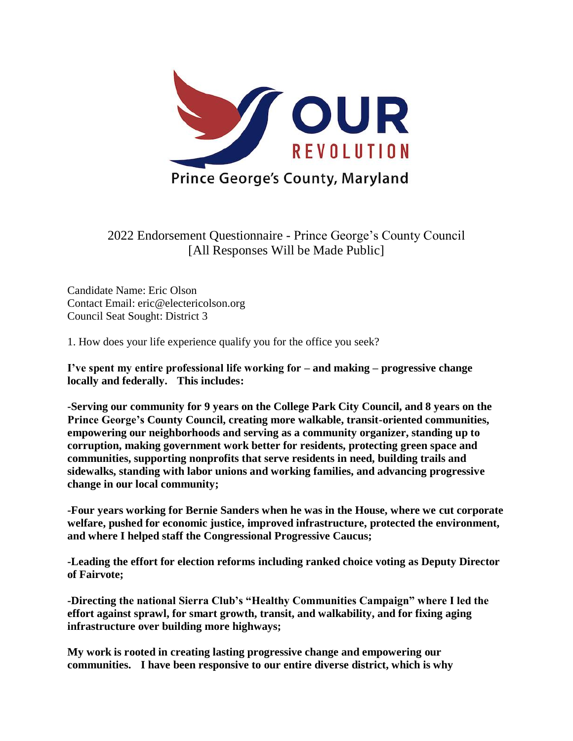OUR REVOLUTION

Prince George's County, Maryland

2022 Endorsement Questionnaire - Prince George's County Council
[All Responses Will be Made Public]

Candidate Name: Eric Olson
Contact Email: eric@electericolson.org
Council Seat Sought: District 3

1. How does your life experience qualify you for the office you seek?

**I've spent my entire professional life working for – and making – progressive change locally and federally. This includes:**

**-Serving our community for 9 years on the College Park City Council, and 8 years on the Prince George's County Council, creating more walkable, transit-oriented communities, empowering our neighborhoods and serving as a community organizer, standing up to corruption, making government work better for residents, protecting green space and communities, supporting nonprofits that serve residents in need, building trails and sidewalks, standing with labor unions and working families, and advancing progressive change in our local community;**

**-Four years working for Bernie Sanders when he was in the House, where we cut corporate welfare, pushed for economic justice, improved infrastructure, protected the environment, and where I helped staff the Congressional Progressive Caucus;**

**-Leading the effort for election reforms including ranked choice voting as Deputy Director of Fairvote;**

**-Directing the national Sierra Club's "Healthy Communities Campaign" where I led the effort against sprawl, for smart growth, transit, and walkability, and for fixing aging infrastructure over building more highways;**

**My work is rooted in creating lasting progressive change and empowering our communities. I have been responsive to our entire diverse district, which is why**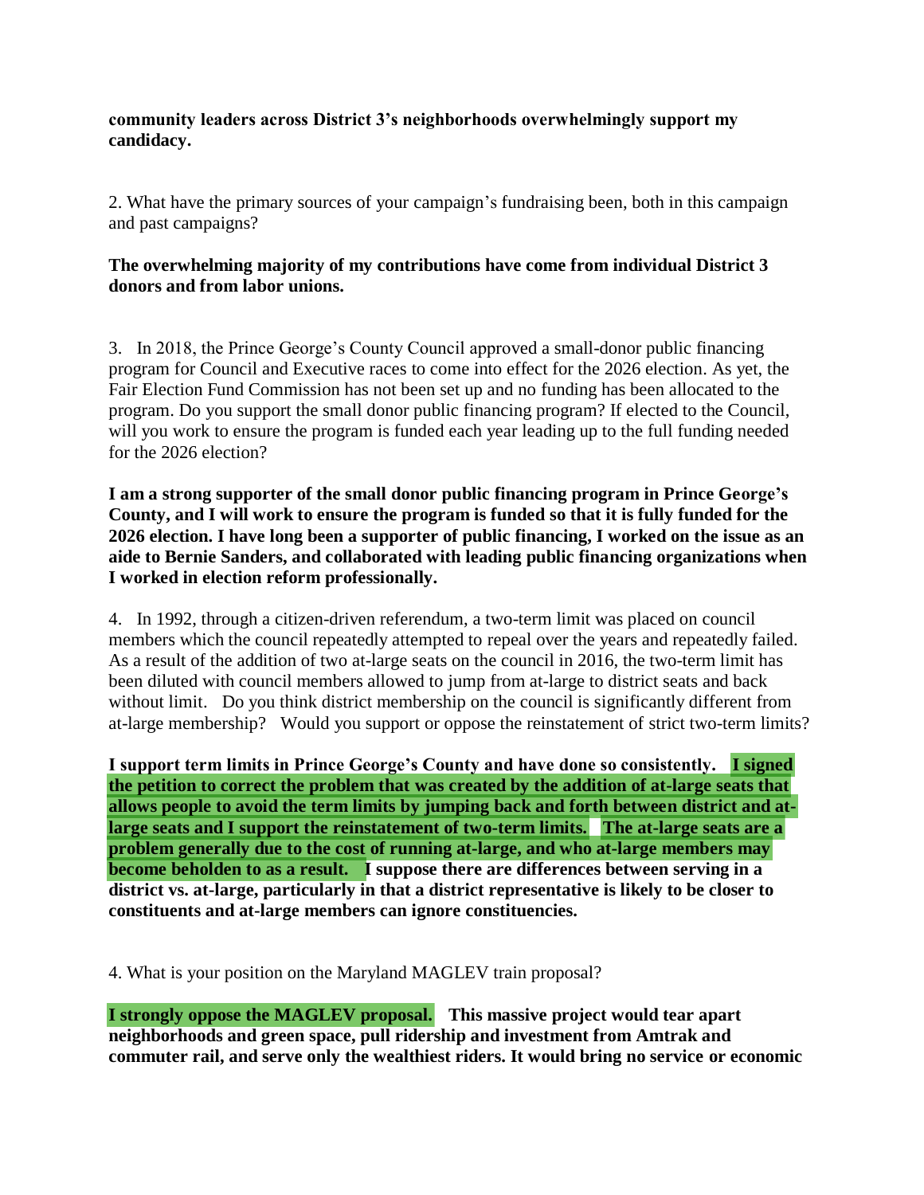**community leaders across District 3's neighborhoods overwhelmingly support my candidacy.**

2. What have the primary sources of your campaign's fundraising been, both in this campaign and past campaigns?

**The overwhelming majority of my contributions have come from individual District 3 donors and from labor unions.**

3. In 2018, the Prince George's County Council approved a small-donor public financing program for Council and Executive races to come into effect for the 2026 election. As yet, the Fair Election Fund Commission has not been set up and no funding has been allocated to the program. Do you support the small donor public financing program? If elected to the Council, will you work to ensure the program is funded each year leading up to the full funding needed for the 2026 election?

**I am a strong supporter of the small donor public financing program in Prince George's County, and I will work to ensure the program is funded so that it is fully funded for the 2026 election. I have long been a supporter of public financing, I worked on the issue as an aide to Bernie Sanders, and collaborated with leading public financing organizations when I worked in election reform professionally.**

4. In 1992, through a citizen-driven referendum, a two-term limit was placed on council members which the council repeatedly attempted to repeal over the years and repeatedly failed. As a result of the addition of two at-large seats on the council in 2016, the two-term limit has been diluted with council members allowed to jump from at-large to district seats and back without limit. Do you think district membership on the council is significantly different from at-large membership? Would you support or oppose the reinstatement of strict two-term limits?

**I support term limits in Prince George's County and have done so consistently. I signed the petition to correct the problem that was created by the addition of at-large seats that allows people to avoid the term limits by jumping back and forth between district and at-large seats and I support the reinstatement of two-term limits. The at-large seats are a problem generally due to the cost of running at-large, and who at-large members may become beholden to as a result. I suppose there are differences between serving in a district vs. at-large, particularly in that a district representative is likely to be closer to constituents and at-large members can ignore constituencies.**

4. What is your position on the Maryland MAGLEV train proposal?

**I strongly oppose the MAGLEV proposal. This massive project would tear apart neighborhoods and green space, pull ridership and investment from Amtrak and commuter rail, and serve only the wealthiest riders. It would bring no service or economic**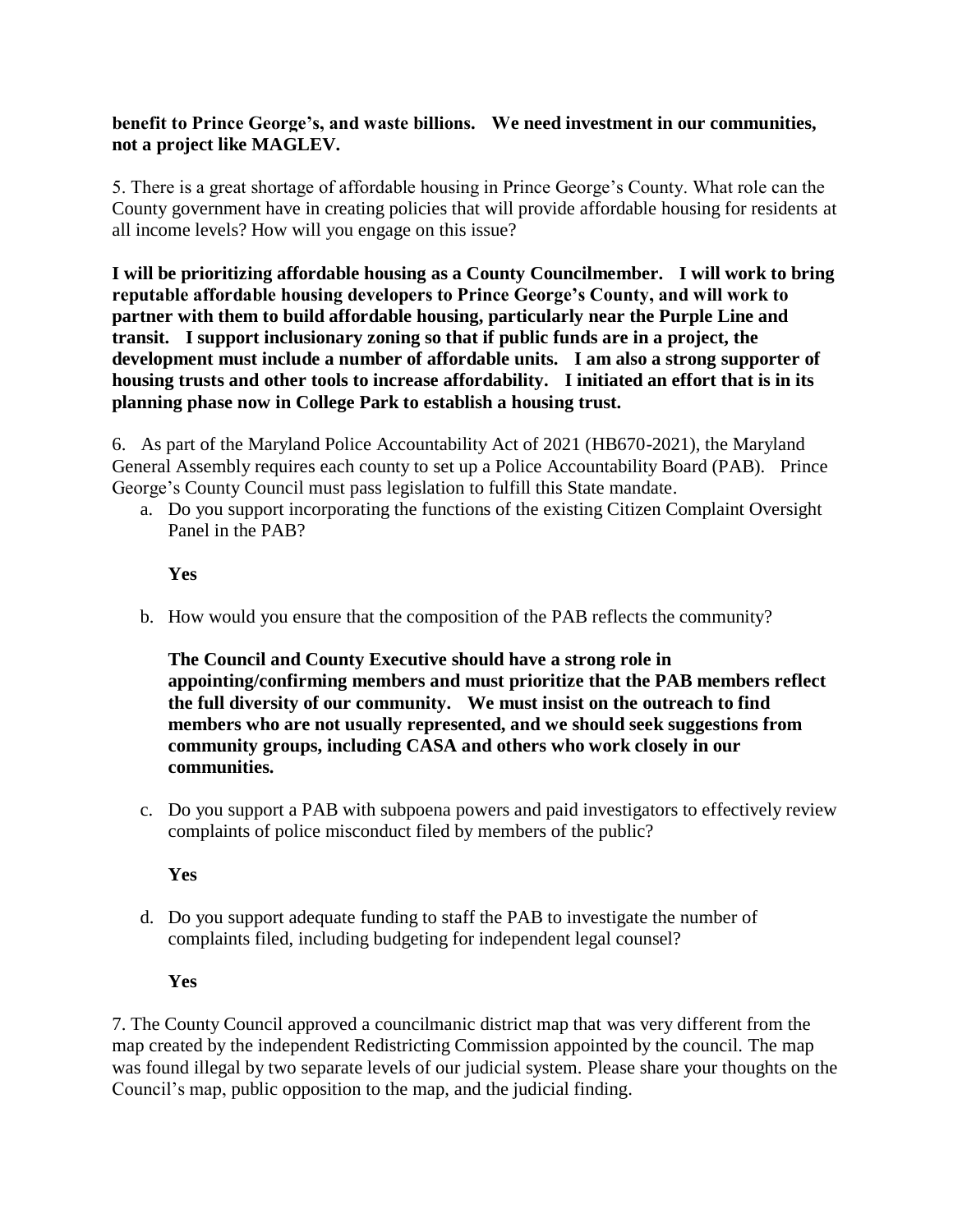**benefit to Prince George's, and waste billions. We need investment in our communities, not a project like MAGLEV.**

5. There is a great shortage of affordable housing in Prince George's County. What role can the County government have in creating policies that will provide affordable housing for residents at all income levels? How will you engage on this issue?

**I will be prioritizing affordable housing as a County Councilmember. I will work to bring reputable affordable housing developers to Prince George's County, and will work to partner with them to build affordable housing, particularly near the Purple Line and transit. I support inclusionary zoning so that if public funds are in a project, the development must include a number of affordable units. I am also a strong supporter of housing trusts and other tools to increase affordability. I initiated an effort that is in its planning phase now in College Park to establish a housing trust.**

6. As part of the Maryland Police Accountability Act of 2021 (HB670-2021), the Maryland General Assembly requires each county to set up a Police Accountability Board (PAB). Prince George's County Council must pass legislation to fulfill this State mandate.

a. Do you support incorporating the functions of the existing Citizen Complaint Oversight Panel in the PAB?

   **Yes**

b. How would you ensure that the composition of the PAB reflects the community?

   **The Council and County Executive should have a strong role in appointing/confirming members and must prioritize that the PAB members reflect the full diversity of our community. We must insist on the outreach to find members who are not usually represented, and we should seek suggestions from community groups, including CASA and others who work closely in our communities.**

c. Do you support a PAB with subpoena powers and paid investigators to effectively review complaints of police misconduct filed by members of the public?

   **Yes**

d. Do you support adequate funding to staff the PAB to investigate the number of complaints filed, including budgeting for independent legal counsel?

   **Yes**

7. The County Council approved a councilmanic district map that was very different from the map created by the independent Redistricting Commission appointed by the council. The map was found illegal by two separate levels of our judicial system. Please share your thoughts on the Council's map, public opposition to the map, and the judicial finding.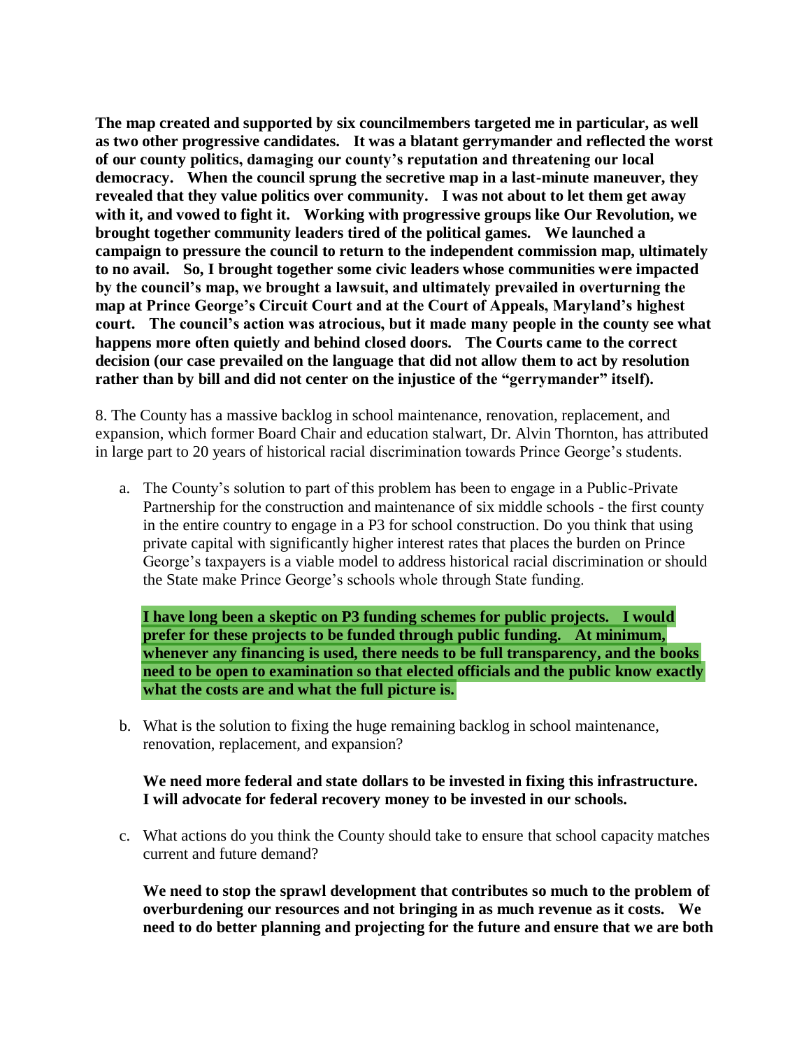**The map created and supported by six councilmembers targeted me in particular, as well as two other progressive candidates. It was a blatant gerrymander and reflected the worst of our county politics, damaging our county's reputation and threatening our local democracy. When the council sprung the secretive map in a last-minute maneuver, they revealed that they value politics over community. I was not about to let them get away with it, and vowed to fight it. Working with progressive groups like Our Revolution, we brought together community leaders tired of the political games. We launched a campaign to pressure the council to return to the independent commission map, ultimately to no avail. So, I brought together some civic leaders whose communities were impacted by the council's map, we brought a lawsuit, and ultimately prevailed in overturning the map at Prince George's Circuit Court and at the Court of Appeals, Maryland's highest court. The council's action was atrocious, but it made many people in the county see what happens more often quietly and behind closed doors. The Courts came to the correct decision (our case prevailed on the language that did not allow them to act by resolution rather than by bill and did not center on the injustice of the "gerrymander" itself).**

8. The County has a massive backlog in school maintenance, renovation, replacement, and expansion, which former Board Chair and education stalwart, Dr. Alvin Thornton, has attributed in large part to 20 years of historical racial discrimination towards Prince George's students.

   a. The County's solution to part of this problem has been to engage in a Public-Private Partnership for the construction and maintenance of six middle schools - the first county in the entire country to engage in a P3 for school construction. Do you think that using private capital with significantly higher interest rates that places the burden on Prince George's taxpayers is a viable model to address historical racial discrimination or should the State make Prince George's schools whole through State funding.

      **I have long been a skeptic on P3 funding schemes for public projects. I would prefer for these projects to be funded through public funding. At minimum, whenever any financing is used, there needs to be full transparency, and the books need to be open to examination so that elected officials and the public know exactly what the costs are and what the full picture is.**

   b. What is the solution to fixing the huge remaining backlog in school maintenance, renovation, replacement, and expansion?

      **We need more federal and state dollars to be invested in fixing this infrastructure. I will advocate for federal recovery money to be invested in our schools.**

   c. What actions do you think the County should take to ensure that school capacity matches current and future demand?

      **We need to stop the sprawl development that contributes so much to the problem of overburdening our resources and not bringing in as much revenue as it costs. We need to do better planning and projecting for the future and ensure that we are both**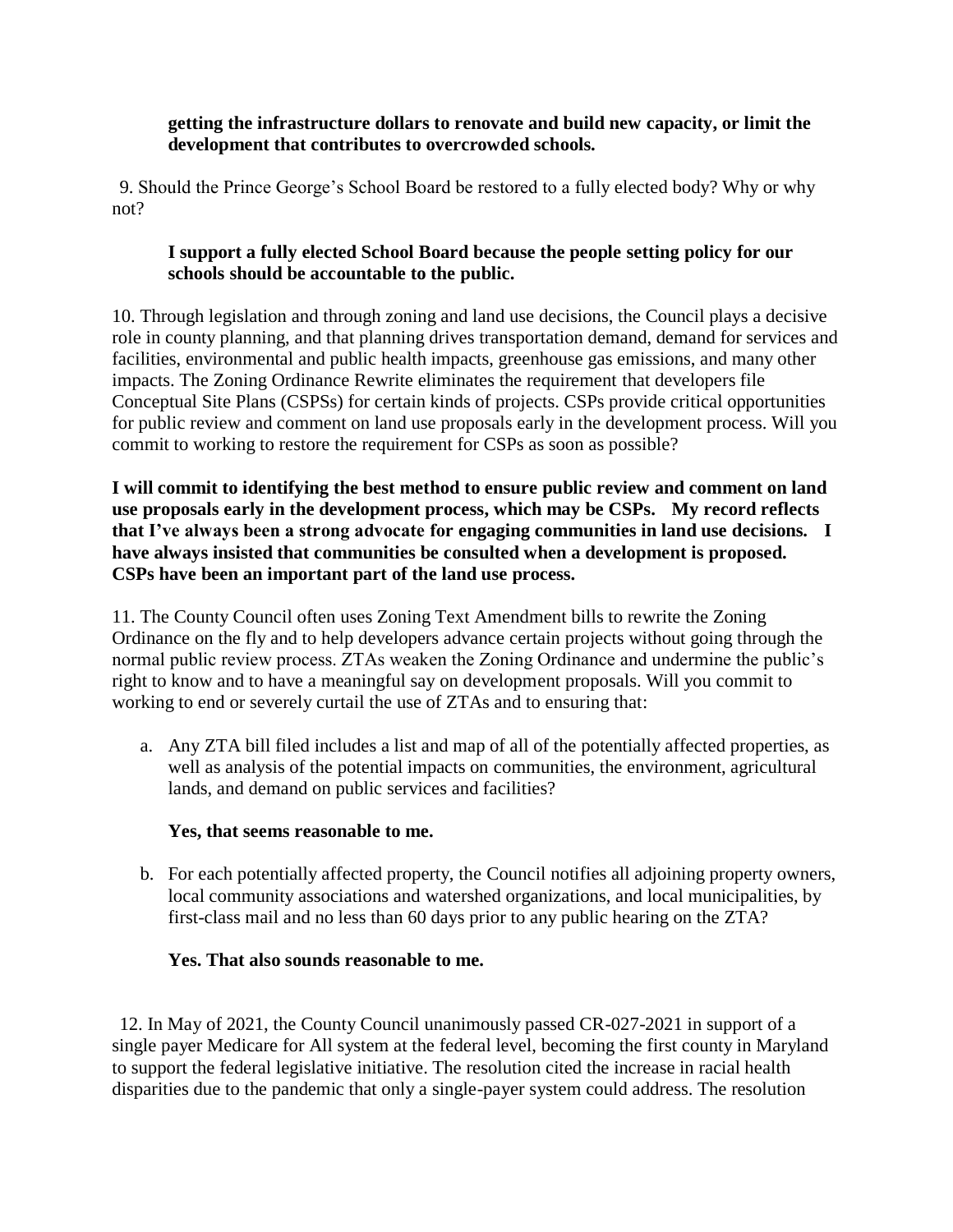**getting the infrastructure dollars to renovate and build new capacity, or limit the development that contributes to overcrowded schools.**

9. Should the Prince George's School Board be restored to a fully elected body? Why or why not?

**I support a fully elected School Board because the people setting policy for our schools should be accountable to the public.**

10. Through legislation and through zoning and land use decisions, the Council plays a decisive role in county planning, and that planning drives transportation demand, demand for services and facilities, environmental and public health impacts, greenhouse gas emissions, and many other impacts. The Zoning Ordinance Rewrite eliminates the requirement that developers file Conceptual Site Plans (CSPSs) for certain kinds of projects. CSPs provide critical opportunities for public review and comment on land use proposals early in the development process. Will you commit to working to restore the requirement for CSPs as soon as possible?

**I will commit to identifying the best method to ensure public review and comment on land use proposals early in the development process, which may be CSPs. My record reflects that I've always been a strong advocate for engaging communities in land use decisions. I have always insisted that communities be consulted when a development is proposed. CSPs have been an important part of the land use process.**

11. The County Council often uses Zoning Text Amendment bills to rewrite the Zoning Ordinance on the fly and to help developers advance certain projects without going through the normal public review process. ZTAs weaken the Zoning Ordinance and undermine the public's right to know and to have a meaningful say on development proposals. Will you commit to working to end or severely curtail the use of ZTAs and to ensuring that:

a. Any ZTA bill filed includes a list and map of all of the potentially affected properties, as well as analysis of the potential impacts on communities, the environment, agricultural lands, and demand on public services and facilities?

   **Yes, that seems reasonable to me.**

b. For each potentially affected property, the Council notifies all adjoining property owners, local community associations and watershed organizations, and local municipalities, by first-class mail and no less than 60 days prior to any public hearing on the ZTA?

   **Yes. That also sounds reasonable to me.**

12. In May of 2021, the County Council unanimously passed CR-027-2021 in support of a single payer Medicare for All system at the federal level, becoming the first county in Maryland to support the federal legislative initiative. The resolution cited the increase in racial health disparities due to the pandemic that only a single-payer system could address. The resolution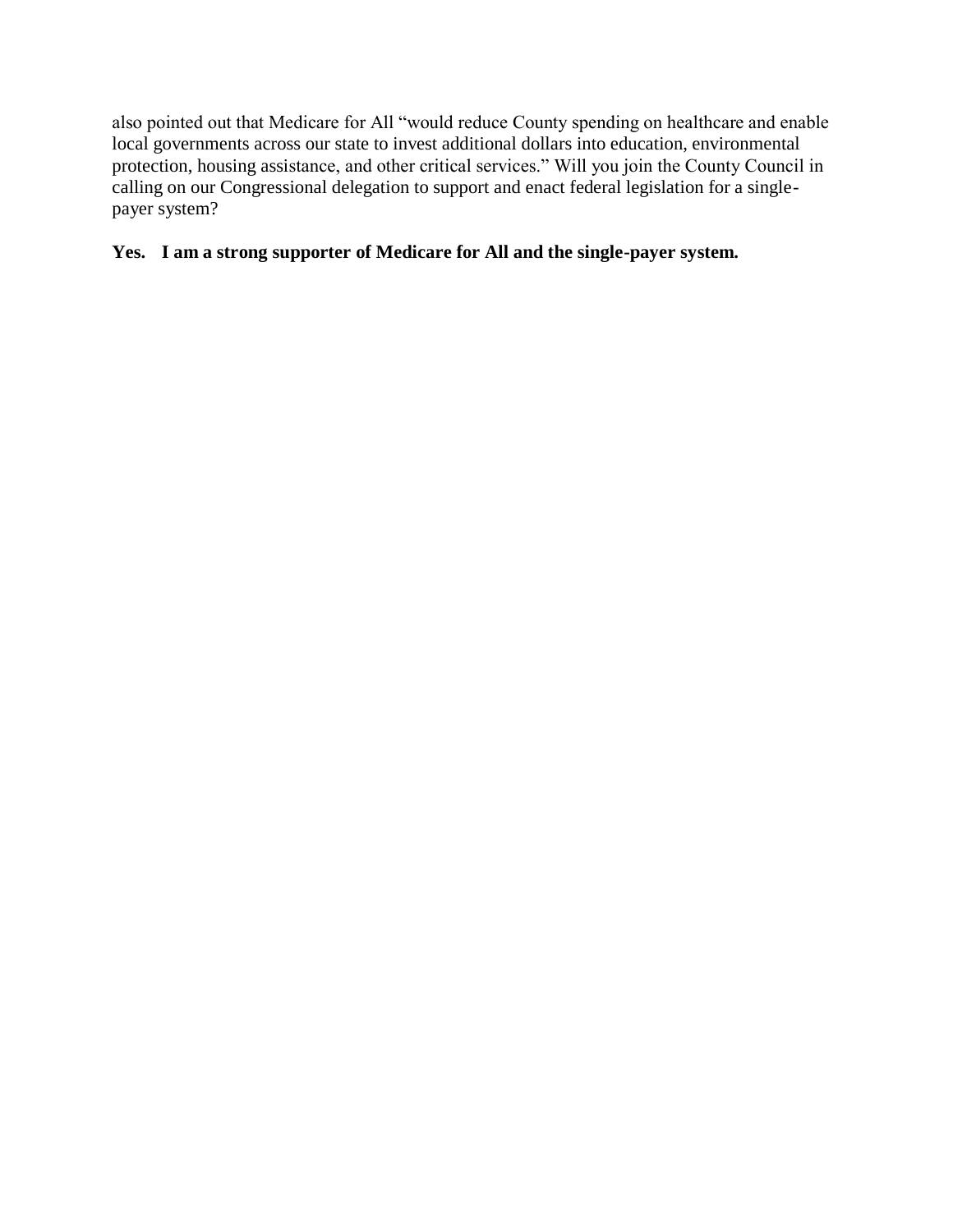also pointed out that Medicare for All "would reduce County spending on healthcare and enable local governments across our state to invest additional dollars into education, environmental protection, housing assistance, and other critical services." Will you join the County Council in calling on our Congressional delegation to support and enact federal legislation for a single-payer system?

**Yes. I am a strong supporter of Medicare for All and the single-payer system.**